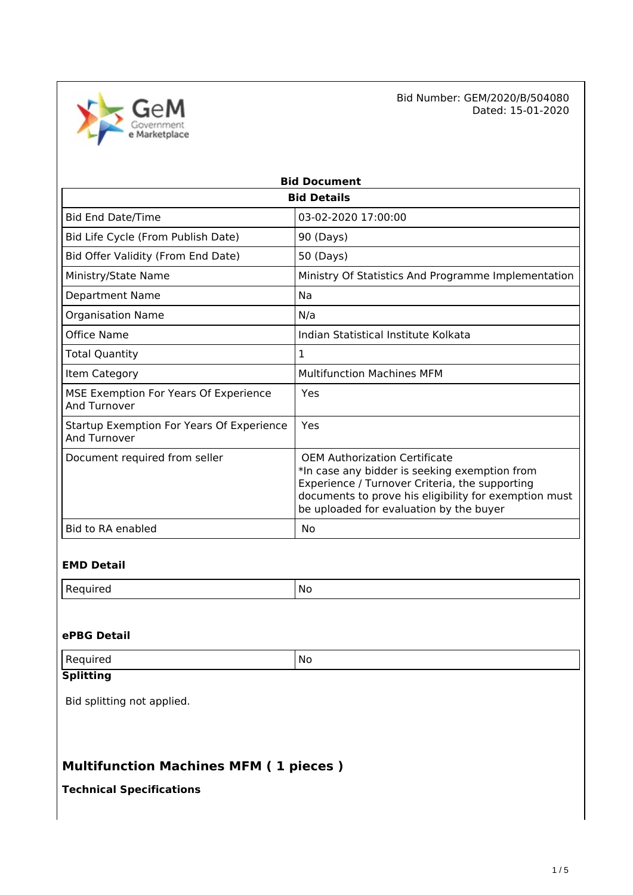Bid Number: GEM/2020/B/504080
Dated: 15-01-2020

# Bid Document

| Bid Details | |
|---|---|
| Bid End Date/Time | 03-02-2020 17:00:00 |
| Bid Life Cycle (From Publish Date) | 90 (Days) |
| Bid Offer Validity (From End Date) | 50 (Days) |
| Ministry/State Name | Ministry Of Statistics And Programme Implementation |
| Department Name | Na |
| Organisation Name | N/a |
| Office Name | Indian Statistical Institute Kolkata |
| Total Quantity | 1 |
| Item Category | Multifunction Machines MFM |
| MSE Exemption For Years Of Experience And Turnover | Yes |
| Startup Exemption For Years Of Experience And Turnover | Yes |
| Document required from seller | OEM Authorization Certificate<br>*In case any bidder is seeking exemption from Experience / Turnover Criteria, the supporting documents to prove his eligibility for exemption must be uploaded for evaluation by the buyer |
| Bid to RA enabled | No |

### EMD Detail

| Required | No |
|---|---|

### ePBG Detail

| Required | No |
|---|---|

### Splitting

Bid splitting not applied.

## Multifunction Machines MFM ( 1 pieces )

### Technical Specifications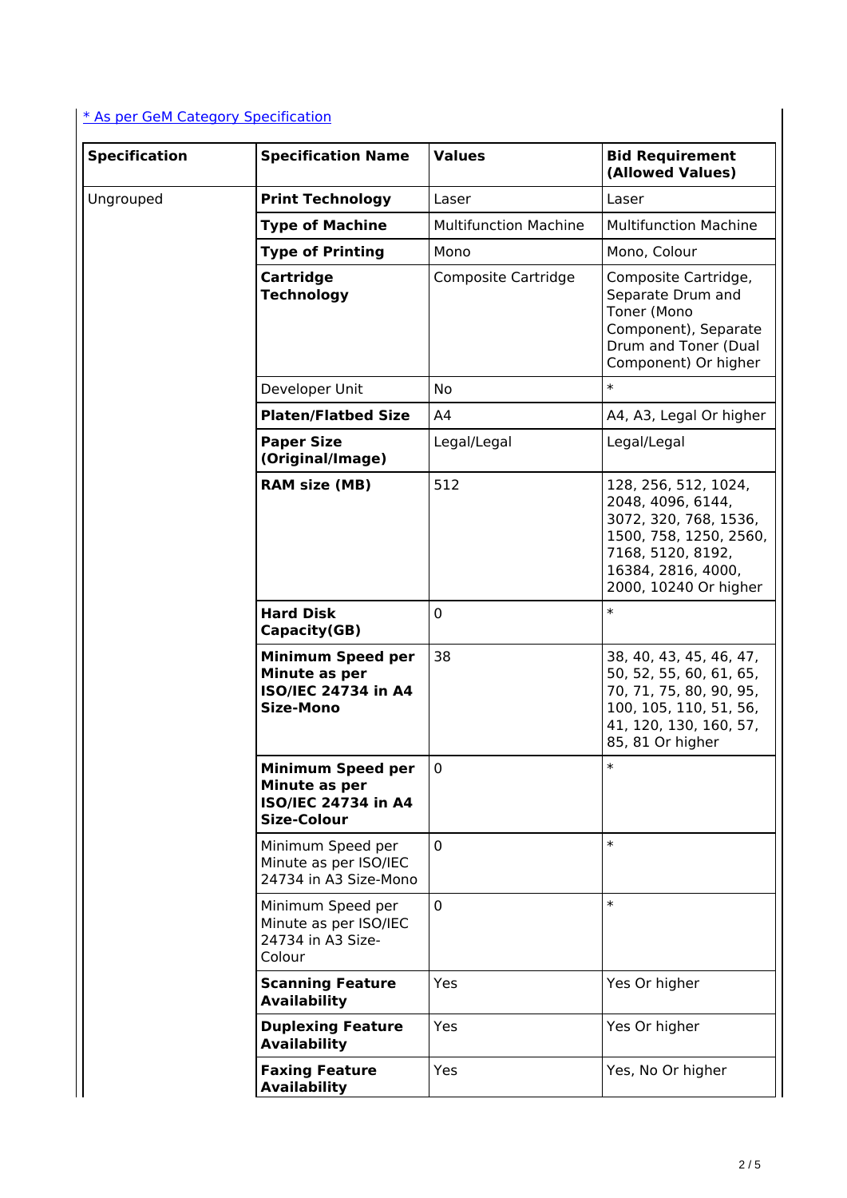[* As per GeM Category Specification]

| Specification | Specification Name | Values | Bid Requirement (Allowed Values) |
| --- | --- | --- | --- |
| Ungrouped | **Print Technology** | Laser | Laser |
| | **Type of Machine** | Multifunction Machine | Multifunction Machine |
| | **Type of Printing** | Mono | Mono, Colour |
| | **Cartridge Technology** | Composite Cartridge | Composite Cartridge, Separate Drum and Toner (Mono Component), Separate Drum and Toner (Dual Component) Or higher |
| | Developer Unit | No | * |
| | **Platen/Flatbed Size** | A4 | A4, A3, Legal Or higher |
| | **Paper Size (Original/Image)** | Legal/Legal | Legal/Legal |
| | **RAM size (MB)** | 512 | 128, 256, 512, 1024, 2048, 4096, 6144, 3072, 320, 768, 1536, 1500, 758, 1250, 2560, 7168, 5120, 8192, 16384, 2816, 4000, 2000, 10240 Or higher |
| | **Hard Disk Capacity(GB)** | 0 | * |
| | **Minimum Speed per Minute as per ISO/IEC 24734 in A4 Size-Mono** | 38 | 38, 40, 43, 45, 46, 47, 50, 52, 55, 60, 61, 65, 70, 71, 75, 80, 90, 95, 100, 105, 110, 51, 56, 41, 120, 130, 160, 57, 85, 81 Or higher |
| | **Minimum Speed per Minute as per ISO/IEC 24734 in A4 Size-Colour** | 0 | * |
| | Minimum Speed per Minute as per ISO/IEC 24734 in A3 Size-Mono | 0 | * |
| | Minimum Speed per Minute as per ISO/IEC 24734 in A3 Size-Colour | 0 | * |
| | **Scanning Feature Availability** | Yes | Yes Or higher |
| | **Duplexing Feature Availability** | Yes | Yes Or higher |
| | **Faxing Feature Availability** | Yes | Yes, No Or higher |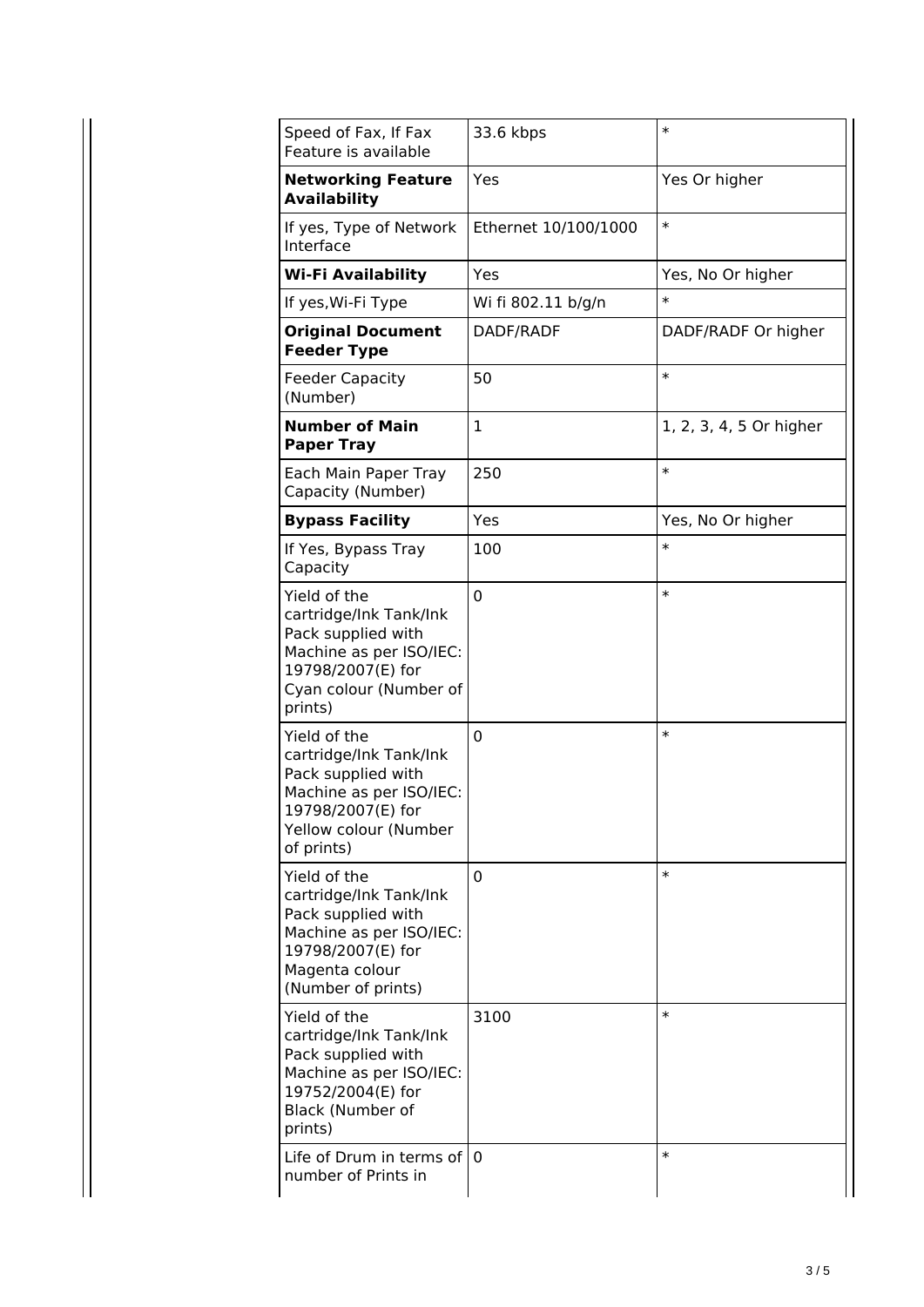| | | |
|---|---|---|
| Speed of Fax, If Fax Feature is available | 33.6 kbps | * |
| **Networking Feature Availability** | Yes | Yes Or higher |
| If yes, Type of Network Interface | Ethernet 10/100/1000 | * |
| **Wi-Fi Availability** | Yes | Yes, No Or higher |
| If yes,Wi-Fi Type | Wi fi 802.11 b/g/n | * |
| **Original Document Feeder Type** | DADF/RADF | DADF/RADF Or higher |
| Feeder Capacity (Number) | 50 | * |
| **Number of Main Paper Tray** | 1 | 1, 2, 3, 4, 5 Or higher |
| Each Main Paper Tray Capacity (Number) | 250 | * |
| **Bypass Facility** | Yes | Yes, No Or higher |
| If Yes, Bypass Tray Capacity | 100 | * |
| Yield of the cartridge/Ink Tank/Ink Pack supplied with Machine as per ISO/IEC: 19798/2007(E) for Cyan colour (Number of prints) | 0 | * |
| Yield of the cartridge/Ink Tank/Ink Pack supplied with Machine as per ISO/IEC: 19798/2007(E) for Yellow colour (Number of prints) | 0 | * |
| Yield of the cartridge/Ink Tank/Ink Pack supplied with Machine as per ISO/IEC: 19798/2007(E) for Magenta colour (Number of prints) | 0 | * |
| Yield of the cartridge/Ink Tank/Ink Pack supplied with Machine as per ISO/IEC: 19752/2004(E) for Black (Number of prints) | 3100 | * |
| Life of Drum in terms of number of Prints in | 0 | * |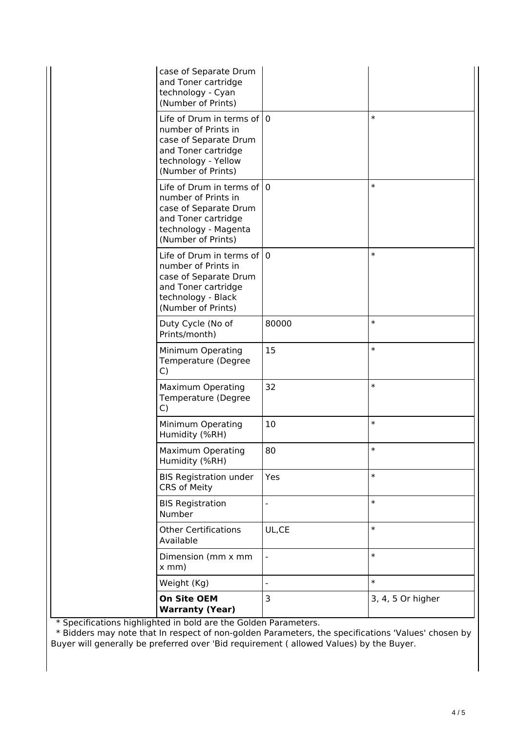| | | |
|---|---|---|
| case of Separate Drum and Toner cartridge technology - Cyan (Number of Prints) | | |
| Life of Drum in terms of number of Prints in case of Separate Drum and Toner cartridge technology - Yellow (Number of Prints) | 0 | * |
| Life of Drum in terms of number of Prints in case of Separate Drum and Toner cartridge technology - Magenta (Number of Prints) | 0 | * |
| Life of Drum in terms of number of Prints in case of Separate Drum and Toner cartridge technology - Black (Number of Prints) | 0 | * |
| Duty Cycle (No of Prints/month) | 80000 | * |
| Minimum Operating Temperature (Degree C) | 15 | * |
| Maximum Operating Temperature (Degree C) | 32 | * |
| Minimum Operating Humidity (%RH) | 10 | * |
| Maximum Operating Humidity (%RH) | 80 | * |
| BIS Registration under CRS of Meity | Yes | * |
| BIS Registration Number | - | * |
| Other Certifications Available | UL,CE | * |
| Dimension (mm x mm x mm) | - | * |
| Weight (Kg) | - | * |
| **On Site OEM Warranty (Year)** | 3 | 3, 4, 5 Or higher |

* Specifications highlighted in bold are the Golden Parameters.

* Bidders may note that In respect of non-golden Parameters, the specifications 'Values' chosen by Buyer will generally be preferred over 'Bid requirement ( allowed Values) by the Buyer.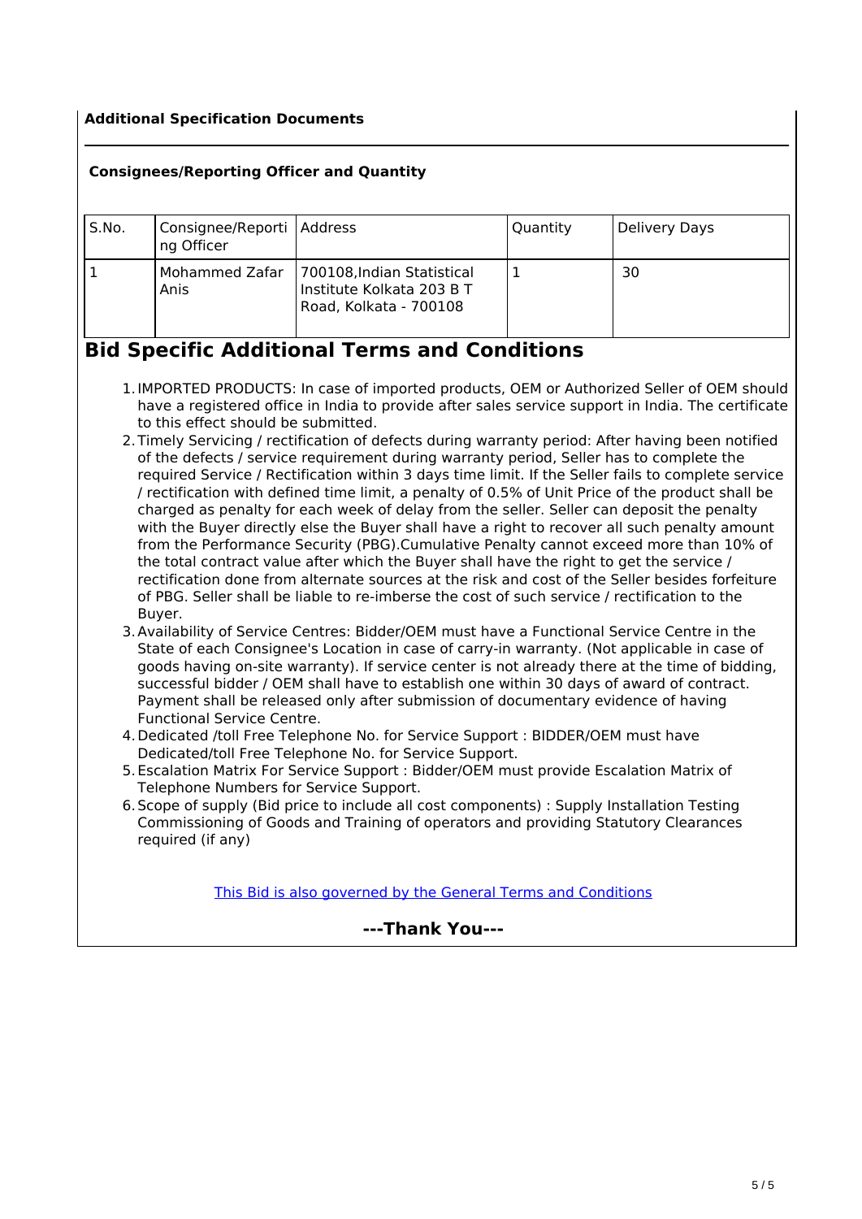**Additional Specification Documents**

**Consignees/Reporting Officer and Quantity**

| S.No. | Consignee/Reporting Officer | Address | Quantity | Delivery Days |
|---|---|---|---|---|
| 1 | Mohammed Zafar Anis | 700108,Indian Statistical Institute Kolkata 203 B T Road, Kolkata - 700108 | 1 | 30 |

# Bid Specific Additional Terms and Conditions

1. IMPORTED PRODUCTS: In case of imported products, OEM or Authorized Seller of OEM should have a registered office in India to provide after sales service support in India. The certificate to this effect should be submitted.
2. Timely Servicing / rectification of defects during warranty period: After having been notified of the defects / service requirement during warranty period, Seller has to complete the required Service / Rectification within 3 days time limit. If the Seller fails to complete service / rectification with defined time limit, a penalty of 0.5% of Unit Price of the product shall be charged as penalty for each week of delay from the seller. Seller can deposit the penalty with the Buyer directly else the Buyer shall have a right to recover all such penalty amount from the Performance Security (PBG).Cumulative Penalty cannot exceed more than 10% of the total contract value after which the Buyer shall have the right to get the service / rectification done from alternate sources at the risk and cost of the Seller besides forfeiture of PBG. Seller shall be liable to re-imberse the cost of such service / rectification to the Buyer.
3. Availability of Service Centres: Bidder/OEM must have a Functional Service Centre in the State of each Consignee's Location in case of carry-in warranty. (Not applicable in case of goods having on-site warranty). If service center is not already there at the time of bidding, successful bidder / OEM shall have to establish one within 30 days of award of contract. Payment shall be released only after submission of documentary evidence of having Functional Service Centre.
4. Dedicated /toll Free Telephone No. for Service Support : BIDDER/OEM must have Dedicated/toll Free Telephone No. for Service Support.
5. Escalation Matrix For Service Support : Bidder/OEM must provide Escalation Matrix of Telephone Numbers for Service Support.
6. Scope of supply (Bid price to include all cost components) : Supply Installation Testing Commissioning of Goods and Training of operators and providing Statutory Clearances required (if any)

This Bid is also governed by the General Terms and Conditions

**---Thank You---**